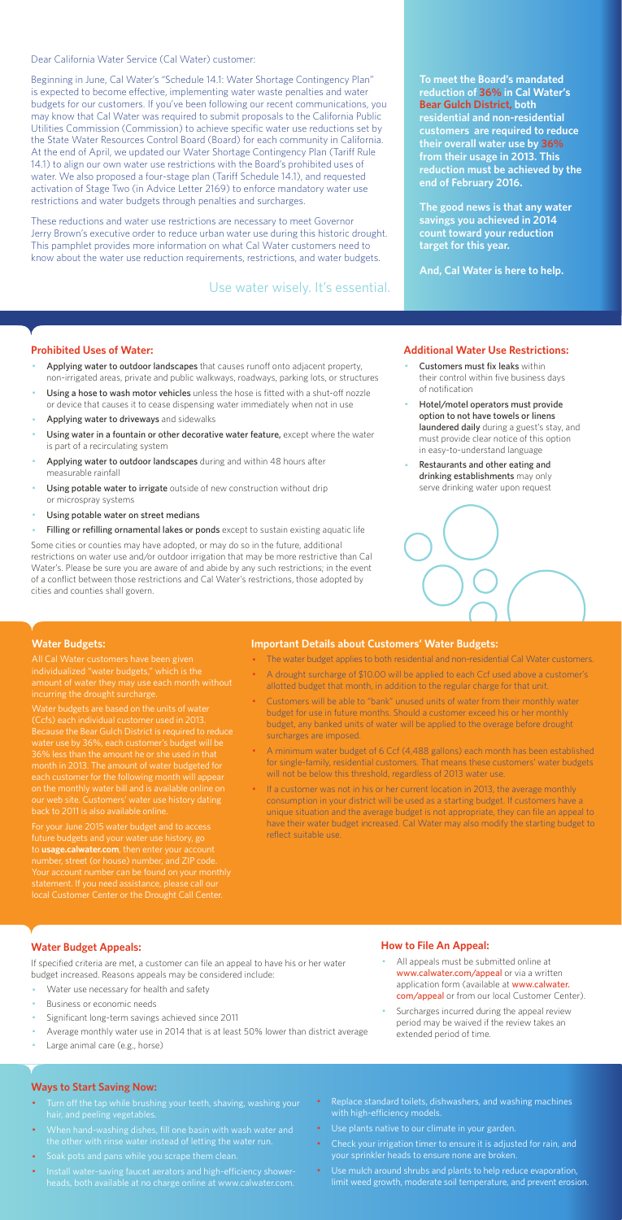Dear California Water Service (Cal Water) customer:

Beginning in June, Cal Water's "Schedule 14.1: Water Shortage Contingency Plan" is expected to become effective, implementing water waste penalties and water budgets for our customers. If you've been following our recent communications, you may know that Cal Water was required to submit proposals to the California Public Utilities Commission (Commission) to achieve specific water use reductions set by the State Water Resources Control Board (Board) for each community in California. At the end of April, we updated our Water Shortage Contingency Plan (Tariff Rule 14.1) to align our own water use restrictions with the Board's prohibited uses of water. We also proposed a four-stage plan (Tariff Schedule 14.1), and requested activation of Stage Two (in Advice Letter 2169) to enforce mandatory water use restrictions and water budgets through penalties and surcharges.

These reductions and water use restrictions are necessary to meet Governor Jerry Brown's executive order to reduce urban water use during this historic drought. This pamphlet provides more information on what Cal Water customers need to know about the water use reduction requirements, restrictions, and water budgets.

Use water wisely. It's essential.

**To meet the Board's mandated reduction of 36% in Cal Water's Bear Gulch District, both residential and non-residential customers are required to reduce their overall water use by 36% from their usage in 2013. This reduction must be achieved by the end of February 2016.**

**The good news is that any water savings you achieved in 2014 count toward your reduction target for this year.**

**And, Cal Water is here to help.**

## Prohibited Uses of Water:

- **Applying water to outdoor landscapes** that causes runoff onto adjacent property, non-irrigated areas, private and public walkways, roadways, parking lots, or structures
- **Using a hose to wash motor vehicles** unless the hose is fitted with a shut-off nozzle or device that causes it to cease dispensing water immediately when not in use
- **Applying water to driveways** and sidewalks
- **Using water in a fountain or other decorative water feature,** except where the water is part of a recirculating system
- **Applying water to outdoor landscapes** during and within 48 hours after measurable rainfall
- **Using potable water to irrigate** outside of new construction without drip or microspray systems
- **Using potable water on street medians**
- **Filling or refilling ornamental lakes or ponds** except to sustain existing aquatic life

Some cities or counties may have adopted, or may do so in the future, additional restrictions on water use and/or outdoor irrigation that may be more restrictive than Cal Water's. Please be sure you are aware of and abide by any such restrictions; in the event of a conflict between those restrictions and Cal Water's restrictions, those adopted by cities and counties shall govern.

## Additional Water Use Restrictions:

- **Customers must fix leaks** within their control within five business days of notification
- **Hotel/motel operators must provide option to not have towels or linens laundered daily** during a guest's stay, and must provide clear notice of this option in easy-to-understand language
- **Restaurants and other eating and drinking establishments** may only serve drinking water upon request

## Water Budgets:

All Cal Water customers have been given individualized "water budgets," which is the amount of water they may use each month without incurring the drought surcharge.

Water budgets are based on the units of water (Ccfs) each individual customer used in 2013. Because the Bear Gulch District is required to reduce water use by 36%, each customer's budget will be 36% less than the amount he or she used in that month in 2013. The amount of water budgeted for each customer for the following month will appear on the monthly water bill and is available online on our web site. Customers' water use history dating back to 2011 is also available online.

For your June 2015 water budget and to access future budgets and your water use history, go to **usage.calwater.com**, then enter your account number, street (or house) number, and ZIP code. Your account number can be found on your monthly statement. If you need assistance, please call our local Customer Center or the Drought Call Center.

## Important Details about Customers' Water Budgets:

- The water budget applies to both residential and non-residential Cal Water customers.
- A drought surcharge of $10.00 will be applied to each Ccf used above a customer's allotted budget that month, in addition to the regular charge for that unit.
- Customers will be able to "bank" unused units of water from their monthly water budget for use in future months. Should a customer exceed his or her monthly budget, any banked units of water will be applied to the overage before drought surcharges are imposed.
- A minimum water budget of 6 Ccf (4,488 gallons) each month has been established for single-family, residential customers. That means these customers' water budgets will not be below this threshold, regardless of 2013 water use.
- If a customer was not in his or her current location in 2013, the average monthly consumption in your district will be used as a starting budget. If customers have a unique situation and the average budget is not appropriate, they can file an appeal to have their water budget increased. Cal Water may also modify the starting budget to reflect suitable use.

## Water Budget Appeals:

If specified criteria are met, a customer can file an appeal to have his or her water budget increased. Reasons appeals may be considered include:

- Water use necessary for health and safety
- Business or economic needs
- Significant long-term savings achieved since 2011
- Average monthly water use in 2014 that is at least 50% lower than district average
- Large animal care (e.g., horse)

## How to File An Appeal:

- All appeals must be submitted online at www.calwater.com/appeal or via a written application form (available at www.calwater.com/appeal or from our local Customer Center).
- Surcharges incurred during the appeal review period may be waived if the review takes an extended period of time.

## Ways to Start Saving Now:

- Turn off the tap while brushing your teeth, shaving, washing your hair, and peeling vegetables.
- When hand-washing dishes, fill one basin with wash water and the other with rinse water instead of letting the water run.
- Soak pots and pans while you scrape them clean.
- Install water-saving faucet aerators and high-efficiency showerheads, both available at no charge online at www.calwater.com.
- Replace standard toilets, dishwashers, and washing machines with high-efficiency models.
- Use plants native to our climate in your garden.
- Check your irrigation timer to ensure it is adjusted for rain, and your sprinkler heads to ensure none are broken.
- Use mulch around shrubs and plants to help reduce evaporation, limit weed growth, moderate soil temperature, and prevent erosion.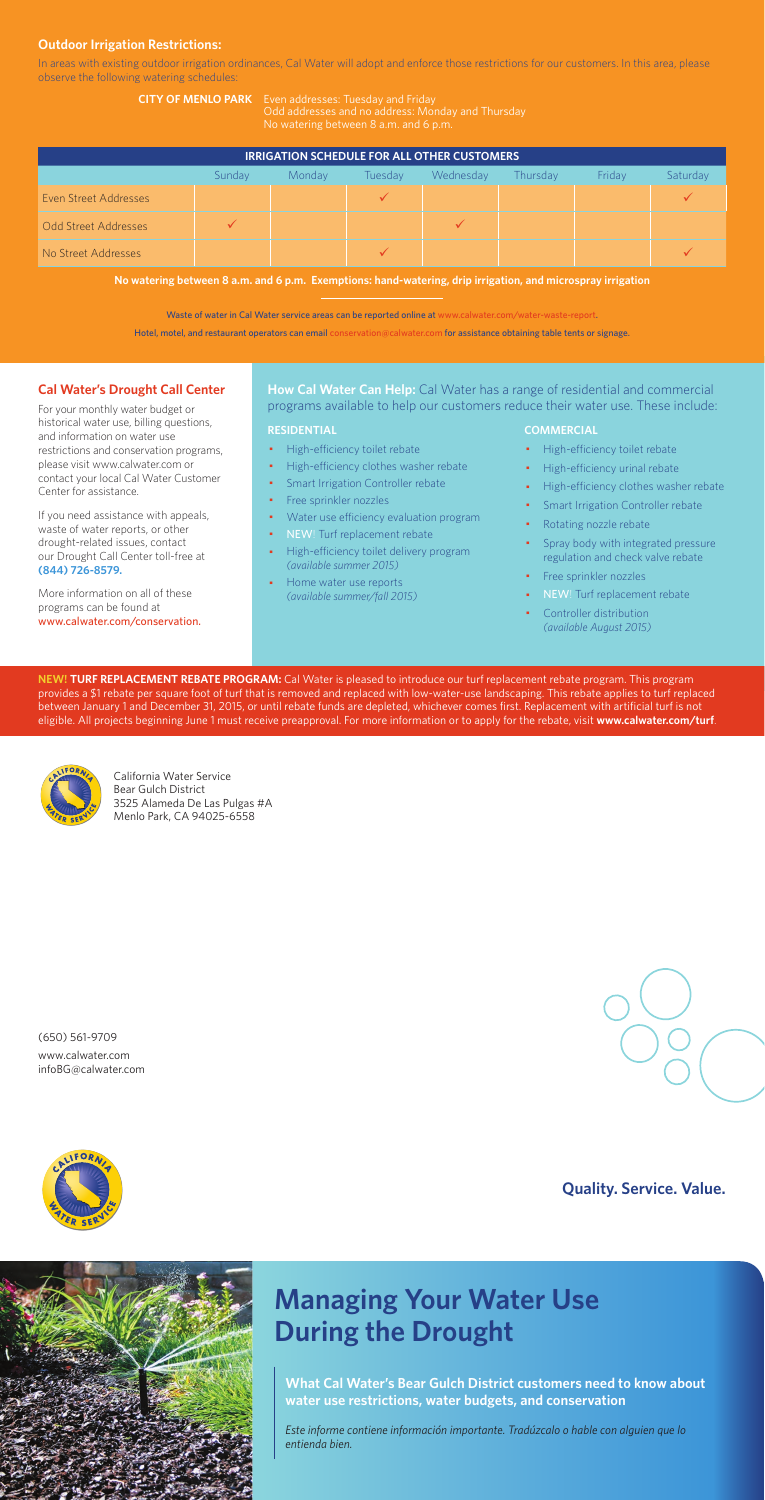## Outdoor Irrigation Restrictions:

In areas with existing outdoor irrigation ordinances, Cal Water will adopt and enforce those restrictions for our customers. In this area, please observe the following watering schedules:

**CITY OF MENLO PARK** Even addresses: Tuesday and Friday
Odd addresses and no address: Monday and Thursday
No watering between 8 a.m. and 6 p.m.

| IRRIGATION SCHEDULE FOR ALL OTHER CUSTOMERS | | | | | | | |
|---|---|---|---|---|---|---|---|
| | Sunday | Monday | Tuesday | Wednesday | Thursday | Friday | Saturday |
| Even Street Addresses | | | ✓ | | | | ✓ |
| Odd Street Addresses | ✓ | | | ✓ | | | |
| No Street Addresses | | | ✓ | | | | ✓ |

**No watering between 8 a.m. and 6 p.m. Exemptions: hand-watering, drip irrigation, and microspray irrigation**

Waste of water in Cal Water service areas can be reported online at www.calwater.com/water-waste-report.

Hotel, motel, and restaurant operators can email conservation@calwater.com for assistance obtaining table tents or signage.

### Cal Water's Drought Call Center

For your monthly water budget or historical water use, billing questions, and information on water use restrictions and conservation programs, please visit www.calwater.com or contact your local Cal Water Customer Center for assistance.

If you need assistance with appeals, waste of water reports, or other drought-related issues, contact our Drought Call Center toll-free at **(844) 726-8579.**

More information on all of these programs can be found at www.calwater.com/conservation.

**How Cal Water Can Help:** Cal Water has a range of residential and commercial programs available to help our customers reduce their water use. These include:

**RESIDENTIAL**

- High-efficiency toilet rebate
- High-efficiency clothes washer rebate
- Smart Irrigation Controller rebate
- Free sprinkler nozzles
- Water use efficiency evaluation program
- NEW! Turf replacement rebate
- High-efficiency toilet delivery program *(available summer 2015)*
- Home water use reports *(available summer/fall 2015)*

**COMMERCIAL**

- High-efficiency toilet rebate
- High-efficiency urinal rebate
- High-efficiency clothes washer rebate
- Smart Irrigation Controller rebate
- Rotating nozzle rebate
- Spray body with integrated pressure regulation and check valve rebate
- Free sprinkler nozzles
- NEW! Turf replacement rebate
- Controller distribution *(available August 2015)*

**NEW! TURF REPLACEMENT REBATE PROGRAM:** Cal Water is pleased to introduce our turf replacement rebate program. This program provides a $1 rebate per square foot of turf that is removed and replaced with low-water-use landscaping. This rebate applies to turf replaced between January 1 and December 31, 2015, or until rebate funds are depleted, whichever comes first. Replacement with artificial turf is not eligible. All projects beginning June 1 must receive preapproval. For more information or to apply for the rebate, visit **www.calwater.com/turf**.

California Water Service
Bear Gulch District
3525 Alameda De Las Pulgas #A
Menlo Park, CA 94025-6558

(650) 561-9709
www.calwater.com
infoBG@calwater.com

**Quality. Service. Value.**

# Managing Your Water Use During the Drought

**What Cal Water's Bear Gulch District customers need to know about water use restrictions, water budgets, and conservation**

*Este informe contiene información importante. Tradúzcalo o hable con alguien que lo entienda bien.*